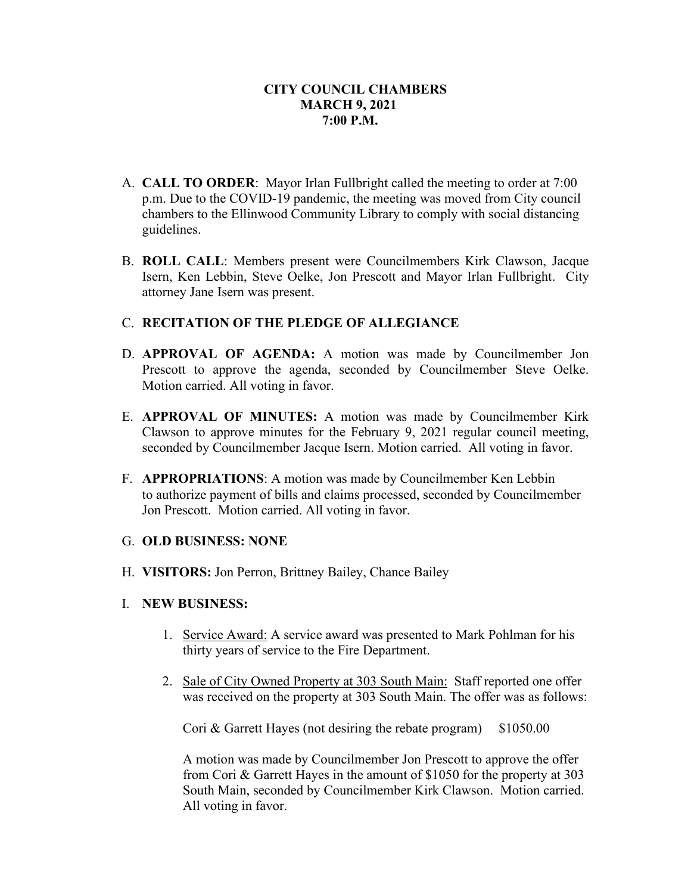**CITY COUNCIL CHAMBERS**
**MARCH 9, 2021**
**7:00 P.M.**

A. **CALL TO ORDER**: Mayor Irlan Fullbright called the meeting to order at 7:00 p.m. Due to the COVID-19 pandemic, the meeting was moved from City council chambers to the Ellinwood Community Library to comply with social distancing guidelines.

B. **ROLL CALL**: Members present were Councilmembers Kirk Clawson, Jacque Isern, Ken Lebbin, Steve Oelke, Jon Prescott and Mayor Irlan Fullbright. City attorney Jane Isern was present.

C. **RECITATION OF THE PLEDGE OF ALLEGIANCE**

D. **APPROVAL OF AGENDA:** A motion was made by Councilmember Jon Prescott to approve the agenda, seconded by Councilmember Steve Oelke. Motion carried. All voting in favor.

E. **APPROVAL OF MINUTES:** A motion was made by Councilmember Kirk Clawson to approve minutes for the February 9, 2021 regular council meeting, seconded by Councilmember Jacque Isern. Motion carried. All voting in favor.

F. **APPROPRIATIONS**: A motion was made by Councilmember Ken Lebbin to authorize payment of bills and claims processed, seconded by Councilmember Jon Prescott. Motion carried. All voting in favor.

G. **OLD BUSINESS: NONE**

H. **VISITORS:** Jon Perron, Brittney Bailey, Chance Bailey

I. **NEW BUSINESS:**

1. Service Award: A service award was presented to Mark Pohlman for his thirty years of service to the Fire Department.

2. Sale of City Owned Property at 303 South Main: Staff reported one offer was received on the property at 303 South Main. The offer was as follows:

   Cori & Garrett Hayes (not desiring the rebate program) $1050.00

   A motion was made by Councilmember Jon Prescott to approve the offer from Cori & Garrett Hayes in the amount of $1050 for the property at 303 South Main, seconded by Councilmember Kirk Clawson. Motion carried. All voting in favor.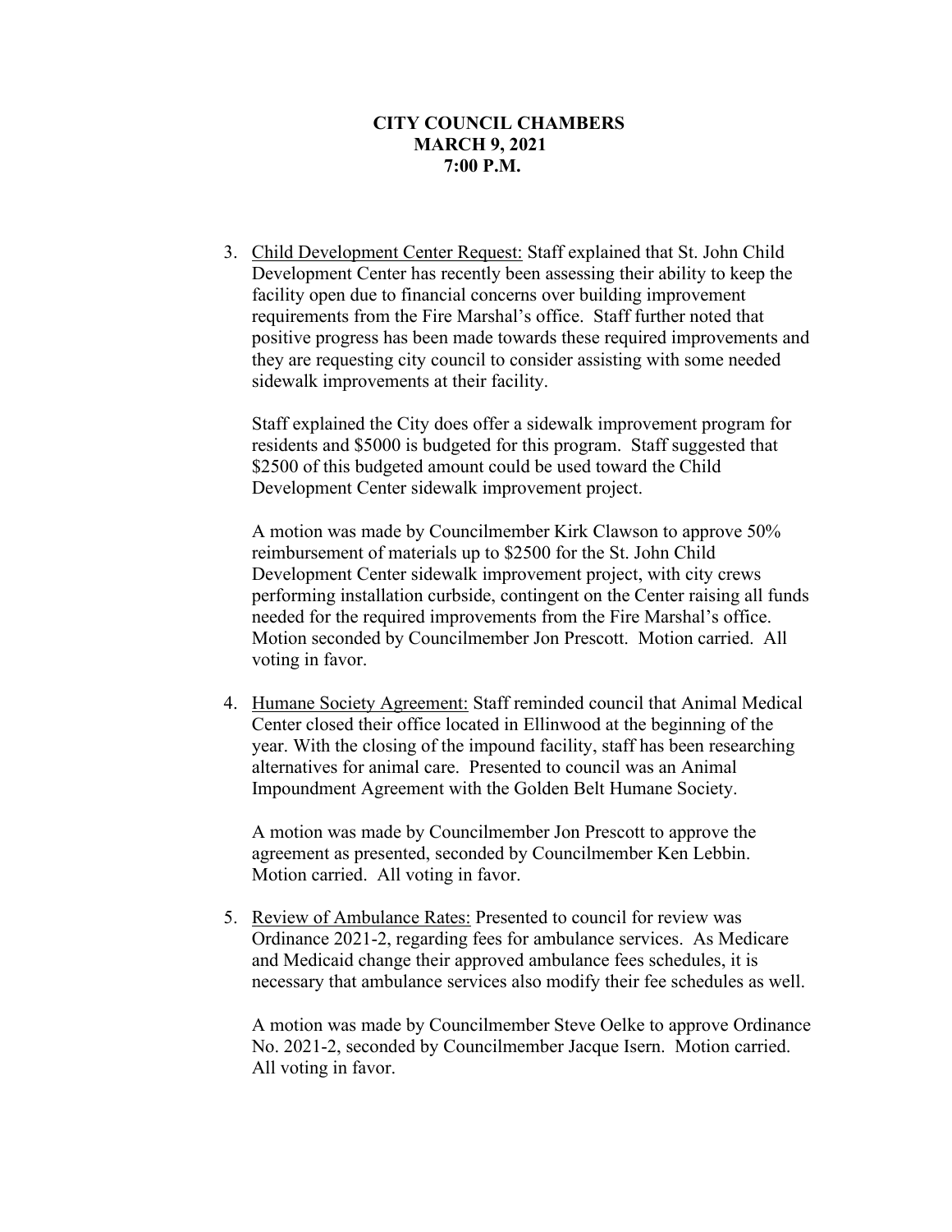**CITY COUNCIL CHAMBERS**
**MARCH 9, 2021**
**7:00 P.M.**

3. Child Development Center Request: Staff explained that St. John Child Development Center has recently been assessing their ability to keep the facility open due to financial concerns over building improvement requirements from the Fire Marshal's office. Staff further noted that positive progress has been made towards these required improvements and they are requesting city council to consider assisting with some needed sidewalk improvements at their facility.

   Staff explained the City does offer a sidewalk improvement program for residents and $5000 is budgeted for this program. Staff suggested that $2500 of this budgeted amount could be used toward the Child Development Center sidewalk improvement project.

   A motion was made by Councilmember Kirk Clawson to approve 50% reimbursement of materials up to $2500 for the St. John Child Development Center sidewalk improvement project, with city crews performing installation curbside, contingent on the Center raising all funds needed for the required improvements from the Fire Marshal's office. Motion seconded by Councilmember Jon Prescott. Motion carried. All voting in favor.

4. Humane Society Agreement: Staff reminded council that Animal Medical Center closed their office located in Ellinwood at the beginning of the year. With the closing of the impound facility, staff has been researching alternatives for animal care. Presented to council was an Animal Impoundment Agreement with the Golden Belt Humane Society.

   A motion was made by Councilmember Jon Prescott to approve the agreement as presented, seconded by Councilmember Ken Lebbin. Motion carried. All voting in favor.

5. Review of Ambulance Rates: Presented to council for review was Ordinance 2021-2, regarding fees for ambulance services. As Medicare and Medicaid change their approved ambulance fees schedules, it is necessary that ambulance services also modify their fee schedules as well.

   A motion was made by Councilmember Steve Oelke to approve Ordinance No. 2021-2, seconded by Councilmember Jacque Isern. Motion carried. All voting in favor.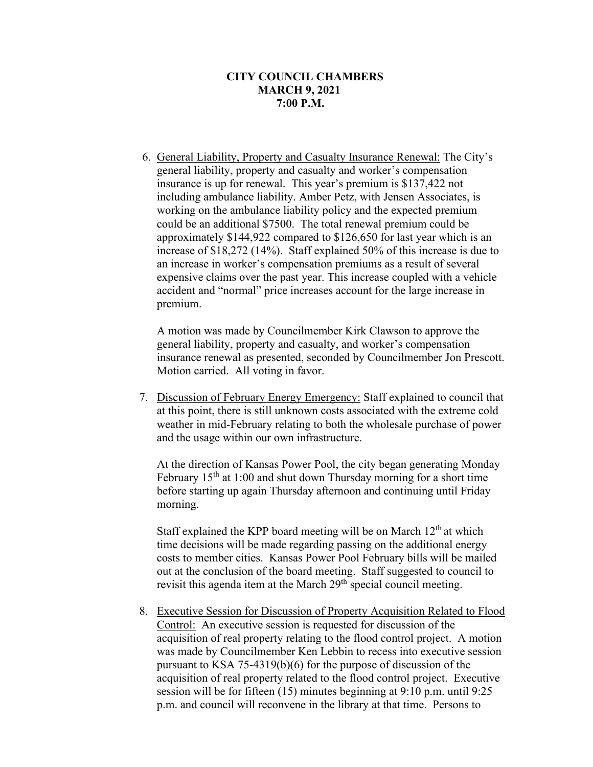**CITY COUNCIL CHAMBERS**
**MARCH 9, 2021**
**7:00 P.M.**

6. General Liability, Property and Casualty Insurance Renewal: The City's general liability, property and casualty and worker's compensation insurance is up for renewal. This year's premium is $137,422 not including ambulance liability. Amber Petz, with Jensen Associates, is working on the ambulance liability policy and the expected premium could be an additional $7500. The total renewal premium could be approximately $144,922 compared to $126,650 for last year which is an increase of $18,272 (14%). Staff explained 50% of this increase is due to an increase in worker's compensation premiums as a result of several expensive claims over the past year. This increase coupled with a vehicle accident and "normal" price increases account for the large increase in premium.

   A motion was made by Councilmember Kirk Clawson to approve the general liability, property and casualty, and worker's compensation insurance renewal as presented, seconded by Councilmember Jon Prescott. Motion carried. All voting in favor.

7. Discussion of February Energy Emergency: Staff explained to council that at this point, there is still unknown costs associated with the extreme cold weather in mid-February relating to both the wholesale purchase of power and the usage within our own infrastructure.

   At the direction of Kansas Power Pool, the city began generating Monday February 15th at 1:00 and shut down Thursday morning for a short time before starting up again Thursday afternoon and continuing until Friday morning.

   Staff explained the KPP board meeting will be on March 12th at which time decisions will be made regarding passing on the additional energy costs to member cities. Kansas Power Pool February bills will be mailed out at the conclusion of the board meeting. Staff suggested to council to revisit this agenda item at the March 29th special council meeting.

8. Executive Session for Discussion of Property Acquisition Related to Flood Control: An executive session is requested for discussion of the acquisition of real property relating to the flood control project. A motion was made by Councilmember Ken Lebbin to recess into executive session pursuant to KSA 75-4319(b)(6) for the purpose of discussion of the acquisition of real property related to the flood control project. Executive session will be for fifteen (15) minutes beginning at 9:10 p.m. until 9:25 p.m. and council will reconvene in the library at that time. Persons to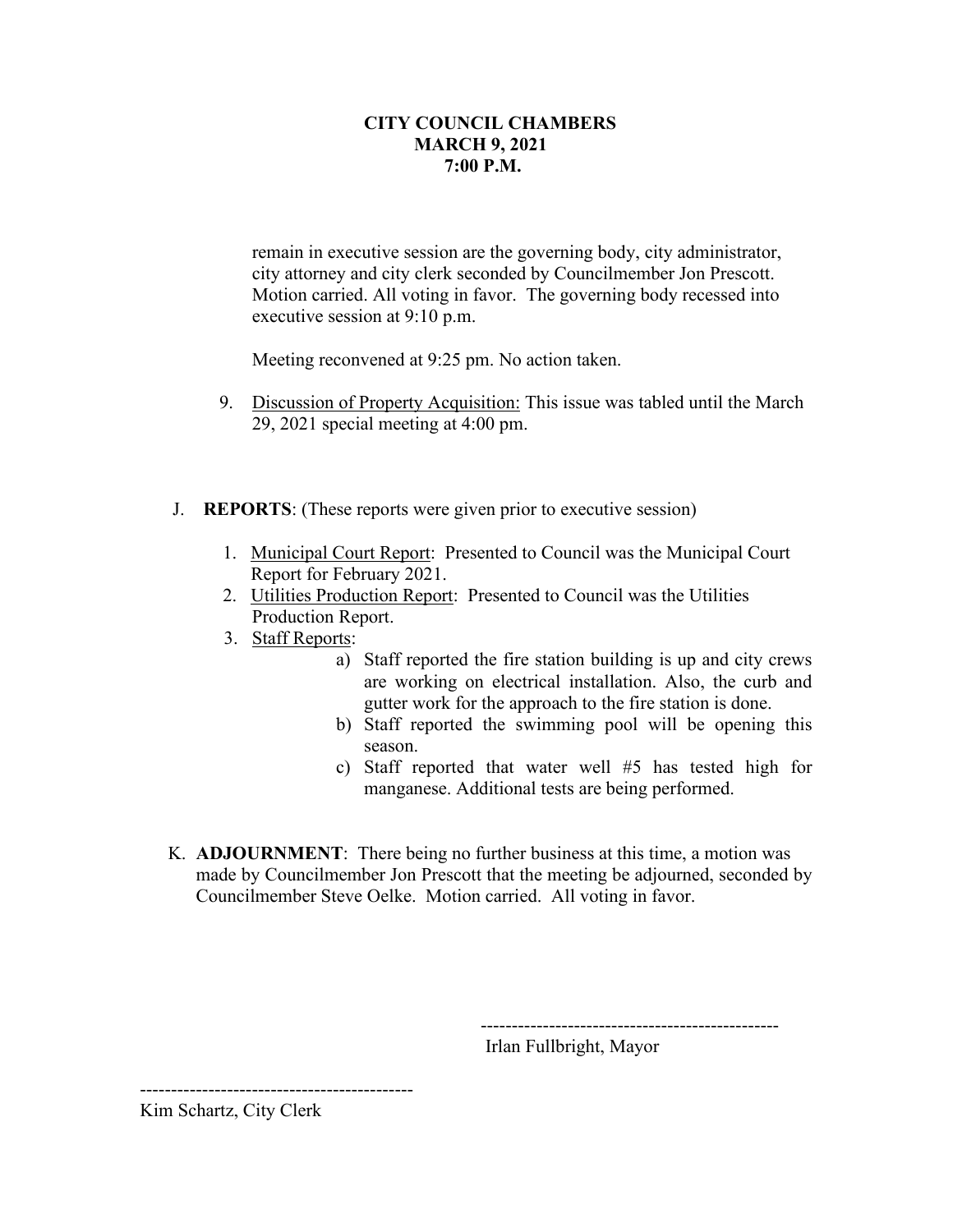**CITY COUNCIL CHAMBERS**
**MARCH 9, 2021**
**7:00 P.M.**

remain in executive session are the governing body, city administrator, city attorney and city clerk seconded by Councilmember Jon Prescott. Motion carried. All voting in favor. The governing body recessed into executive session at 9:10 p.m.

Meeting reconvened at 9:25 pm. No action taken.

9. Discussion of Property Acquisition: This issue was tabled until the March 29, 2021 special meeting at 4:00 pm.

J. **REPORTS**: (These reports were given prior to executive session)

1. Municipal Court Report: Presented to Council was the Municipal Court Report for February 2021.
2. Utilities Production Report: Presented to Council was the Utilities Production Report.
3. Staff Reports:
   a) Staff reported the fire station building is up and city crews are working on electrical installation. Also, the curb and gutter work for the approach to the fire station is done.
   b) Staff reported the swimming pool will be opening this season.
   c) Staff reported that water well #5 has tested high for manganese. Additional tests are being performed.

K. **ADJOURNMENT**: There being no further business at this time, a motion was made by Councilmember Jon Prescott that the meeting be adjourned, seconded by Councilmember Steve Oelke. Motion carried. All voting in favor.

------------------------------------------------
Irlan Fullbright, Mayor

--------------------------------------------
Kim Schartz, City Clerk